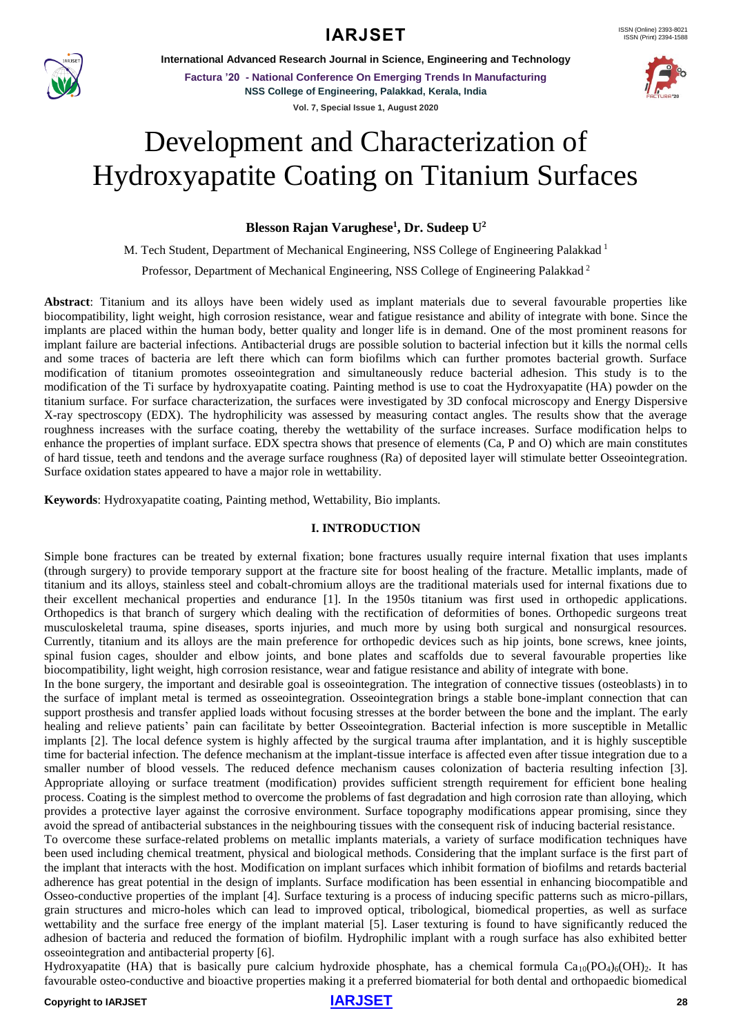# Development and Characterization of Hydroxyapatite Coating on Titanium Surfaces

**Blesson Rajan Varughese[1], Dr. Sudeep U[2]**

M. Tech Student, Department of Mechanical Engineering, NSS College of Engineering Palakkad [1]

Professor, Department of Mechanical Engineering, NSS College of Engineering Palakkad [2]

**Abstract**: Titanium and its alloys have been widely used as implant materials due to several favourable properties like biocompatibility, light weight, high corrosion resistance, wear and fatigue resistance and ability of integrate with bone. Since the implants are placed within the human body, better quality and longer life is in demand. One of the most prominent reasons for implant failure are bacterial infections. Antibacterial drugs are possible solution to bacterial infection but it kills the normal cells and some traces of bacteria are left there which can form biofilms which can further promotes bacterial growth. Surface modification of titanium promotes osseointegration and simultaneously reduce bacterial adhesion. This study is to the modification of the Ti surface by hydroxyapatite coating. Painting method is use to coat the Hydroxyapatite (HA) powder on the titanium surface. For surface characterization, the surfaces were investigated by 3D confocal microscopy and Energy Dispersive X-ray spectroscopy (EDX). The hydrophilicity was assessed by measuring contact angles. The results show that the average roughness increases with the surface coating, thereby the wettability of the surface increases. Surface modification helps to enhance the properties of implant surface. EDX spectra shows that presence of elements (Ca, P and O) which are main constitutes of hard tissue, teeth and tendons and the average surface roughness (Ra) of deposited layer will stimulate better Osseointegration. Surface oxidation states appeared to have a major role in wettability.

**Keywords**: Hydroxyapatite coating, Painting method, Wettability, Bio implants.

## I. INTRODUCTION

Simple bone fractures can be treated by external fixation; bone fractures usually require internal fixation that uses implants (through surgery) to provide temporary support at the fracture site for boost healing of the fracture. Metallic implants, made of titanium and its alloys, stainless steel and cobalt-chromium alloys are the traditional materials used for internal fixations due to their excellent mechanical properties and endurance [1]. In the 1950s titanium was first used in orthopedic applications. Orthopedics is that branch of surgery which dealing with the rectification of deformities of bones. Orthopedic surgeons treat musculoskeletal trauma, spine diseases, sports injuries, and much more by using both surgical and nonsurgical resources. Currently, titanium and its alloys are the main preference for orthopedic devices such as hip joints, bone screws, knee joints, spinal fusion cages, shoulder and elbow joints, and bone plates and scaffolds due to several favourable properties like biocompatibility, light weight, high corrosion resistance, wear and fatigue resistance and ability of integrate with bone.

In the bone surgery, the important and desirable goal is osseointegration. The integration of connective tissues (osteoblasts) in to the surface of implant metal is termed as osseointegration. Osseointegration brings a stable bone-implant connection that can support prosthesis and transfer applied loads without focusing stresses at the border between the bone and the implant. The early healing and relieve patients' pain can facilitate by better Osseointegration. Bacterial infection is more susceptible in Metallic implants [2]. The local defence system is highly affected by the surgical trauma after implantation, and it is highly susceptible time for bacterial infection. The defence mechanism at the implant-tissue interface is affected even after tissue integration due to a smaller number of blood vessels. The reduced defence mechanism causes colonization of bacteria resulting infection [3]. Appropriate alloying or surface treatment (modification) provides sufficient strength requirement for efficient bone healing process. Coating is the simplest method to overcome the problems of fast degradation and high corrosion rate than alloying, which provides a protective layer against the corrosive environment. Surface topography modifications appear promising, since they avoid the spread of antibacterial substances in the neighbouring tissues with the consequent risk of inducing bacterial resistance.

To overcome these surface-related problems on metallic implants materials, a variety of surface modification techniques have been used including chemical treatment, physical and biological methods. Considering that the implant surface is the first part of the implant that interacts with the host. Modification on implant surfaces which inhibit formation of biofilms and retards bacterial adherence has great potential in the design of implants. Surface modification has been essential in enhancing biocompatible and Osseo-conductive properties of the implant [4]. Surface texturing is a process of inducing specific patterns such as micro-pillars, grain structures and micro-holes which can lead to improved optical, tribological, biomedical properties, as well as surface wettability and the surface free energy of the implant material [5]. Laser texturing is found to have significantly reduced the adhesion of bacteria and reduced the formation of biofilm. Hydrophilic implant with a rough surface has also exhibited better osseointegration and antibacterial property [6].

Hydroxyapatite (HA) that is basically pure calcium hydroxide phosphate, has a chemical formula $Ca_{10}(PO_4)_6(OH)_2$. It has favourable osteo-conductive and bioactive properties making it a preferred biomaterial for both dental and orthopaedic biomedical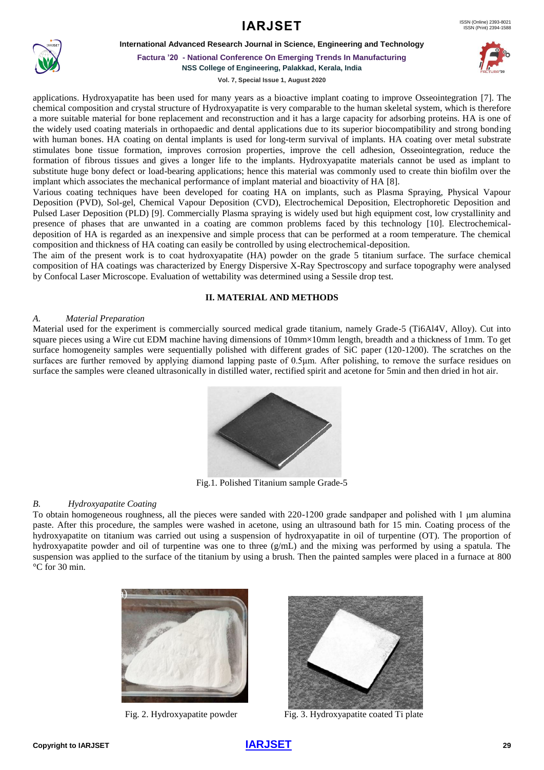applications. Hydroxyapatite has been used for many years as a bioactive implant coating to improve Osseointegration [7]. The chemical composition and crystal structure of Hydroxyapatite is very comparable to the human skeletal system, which is therefore a more suitable material for bone replacement and reconstruction and it has a large capacity for adsorbing proteins. HA is one of the widely used coating materials in orthopaedic and dental applications due to its superior biocompatibility and strong bonding with human bones. HA coating on dental implants is used for long-term survival of implants. HA coating over metal substrate stimulates bone tissue formation, improves corrosion properties, improve the cell adhesion, Osseointegration, reduce the formation of fibrous tissues and gives a longer life to the implants. Hydroxyapatite materials cannot be used as implant to substitute huge bony defect or load-bearing applications; hence this material was commonly used to create thin biofilm over the implant which associates the mechanical performance of implant material and bioactivity of HA [8].

Various coating techniques have been developed for coating HA on implants, such as Plasma Spraying, Physical Vapour Deposition (PVD), Sol-gel, Chemical Vapour Deposition (CVD), Electrochemical Deposition, Electrophoretic Deposition and Pulsed Laser Deposition (PLD) [9]. Commercially Plasma spraying is widely used but high equipment cost, low crystallinity and presence of phases that are unwanted in a coating are common problems faced by this technology [10]. Electrochemical-deposition of HA is regarded as an inexpensive and simple process that can be performed at a room temperature. The chemical composition and thickness of HA coating can easily be controlled by using electrochemical-deposition.

The aim of the present work is to coat hydroxyapatite (HA) powder on the grade 5 titanium surface. The surface chemical composition of HA coatings was characterized by Energy Dispersive X-Ray Spectroscopy and surface topography were analysed by Confocal Laser Microscope. Evaluation of wettability was determined using a Sessile drop test.

## II. MATERIAL AND METHODS

### *A. Material Preparation*

Material used for the experiment is commercially sourced medical grade titanium, namely Grade-5 (Ti6Al4V, Alloy). Cut into square pieces using a Wire cut EDM machine having dimensions of 10mm×10mm length, breadth and a thickness of 1mm. To get surface homogeneity samples were sequentially polished with different grades of SiC paper (120-1200). The scratches on the surfaces are further removed by applying diamond lapping paste of 0.5μm. After polishing, to remove the surface residues on surface the samples were cleaned ultrasonically in distilled water, rectified spirit and acetone for 5min and then dried in hot air.

Fig.1. Polished Titanium sample Grade-5

### *B. Hydroxyapatite Coating*

To obtain homogeneous roughness, all the pieces were sanded with 220-1200 grade sandpaper and polished with 1 μm alumina paste. After this procedure, the samples were washed in acetone, using an ultrasound bath for 15 min. Coating process of the hydroxyapatite on titanium was carried out using a suspension of hydroxyapatite in oil of turpentine (OT). The proportion of hydroxyapatite powder and oil of turpentine was one to three (g/mL) and the mixing was performed by using a spatula. The suspension was applied to the surface of the titanium by using a brush. Then the painted samples were placed in a furnace at 800 °C for 30 min.

Fig. 2. Hydroxyapatite powder

Fig. 3. Hydroxyapatite coated Ti plate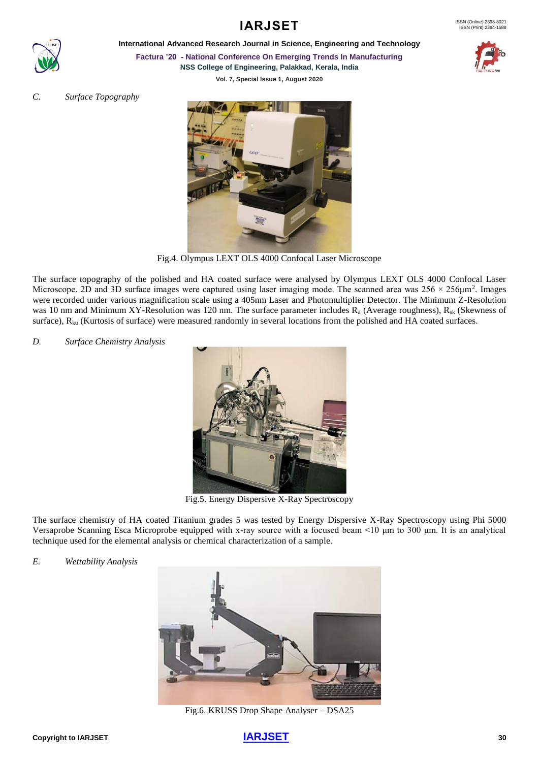### C. Surface Topography

Fig.4. Olympus LEXT OLS 4000 Confocal Laser Microscope

The surface topography of the polished and HA coated surface were analysed by Olympus LEXT OLS 4000 Confocal Laser Microscope. 2D and 3D surface images were captured using laser imaging mode. The scanned area was $256 \times 256 \mu m^2$. Images were recorded under various magnification scale using a 405nm Laser and Photomultiplier Detector. The Minimum Z-Resolution was 10 nm and Minimum XY-Resolution was 120 nm. The surface parameter includes $R_a$ (Average roughness), $R_{sk}$ (Skewness of surface), $R_{ku}$ (Kurtosis of surface) were measured randomly in several locations from the polished and HA coated surfaces.

### D. Surface Chemistry Analysis

Fig.5. Energy Dispersive X-Ray Spectroscopy

The surface chemistry of HA coated Titanium grades 5 was tested by Energy Dispersive X-Ray Spectroscopy using Phi 5000 Versaprobe Scanning Esca Microprobe equipped with x-ray source with a focused beam <10 μm to 300 μm. It is an analytical technique used for the elemental analysis or chemical characterization of a sample.

### E. Wettability Analysis

Fig.6. KRUSS Drop Shape Analyser – DSA25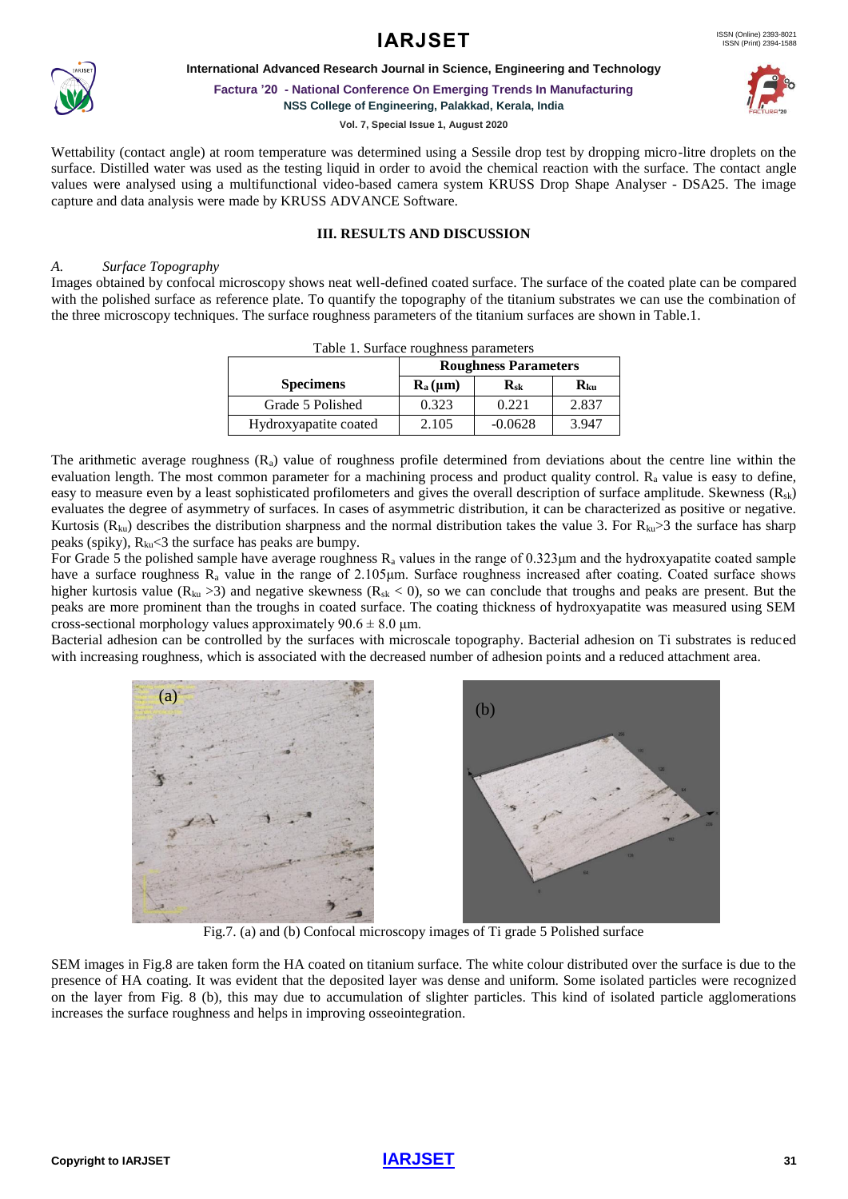Wettability (contact angle) at room temperature was determined using a Sessile drop test by dropping micro-litre droplets on the surface. Distilled water was used as the testing liquid in order to avoid the chemical reaction with the surface. The contact angle values were analysed using a multifunctional video-based camera system KRUSS Drop Shape Analyser - DSA25. The image capture and data analysis were made by KRUSS ADVANCE Software.

## III. RESULTS AND DISCUSSION

### *A. Surface Topography*

Images obtained by confocal microscopy shows neat well-defined coated surface. The surface of the coated plate can be compared with the polished surface as reference plate. To quantify the topography of the titanium substrates we can use the combination of the three microscopy techniques. The surface roughness parameters of the titanium surfaces are shown in Table.1.

Table 1. Surface roughness parameters

| Specimens | Roughness Parameters | | |
|---|---|---|---|
| | $R_a$ (μm) | $R_{sk}$ | $R_{ku}$ |
| Grade 5 Polished | 0.323 | 0.221 | 2.837 |
| Hydroxyapatite coated | 2.105 | -0.0628 | 3.947 |

The arithmetic average roughness ($R_a$) value of roughness profile determined from deviations about the centre line within the evaluation length. The most common parameter for a machining process and product quality control. $R_a$ value is easy to define, easy to measure even by a least sophisticated profilometers and gives the overall description of surface amplitude. Skewness ($R_{sk}$) evaluates the degree of asymmetry of surfaces. In cases of asymmetric distribution, it can be characterized as positive or negative. Kurtosis ($R_{ku}$) describes the distribution sharpness and the normal distribution takes the value 3. For $R_{ku}>3$ the surface has sharp peaks (spiky), $R_{ku}<3$ the surface has peaks are bumpy.

For Grade 5 the polished sample have average roughness $R_a$ values in the range of 0.323μm and the hydroxyapatite coated sample have a surface roughness $R_a$ value in the range of 2.105μm. Surface roughness increased after coating. Coated surface shows higher kurtosis value ($R_{ku}>3$) and negative skewness ($R_{sk}<0$), so we can conclude that troughs and peaks are present. But the peaks are more prominent than the troughs in coated surface. The coating thickness of hydroxyapatite was measured using SEM cross-sectional morphology values approximately $90.6 \pm 8.0$ μm.

Bacterial adhesion can be controlled by the surfaces with microscale topography. Bacterial adhesion on Ti substrates is reduced with increasing roughness, which is associated with the decreased number of adhesion points and a reduced attachment area.

Fig.7. (a) and (b) Confocal microscopy images of Ti grade 5 Polished surface

SEM images in Fig.8 are taken form the HA coated on titanium surface. The white colour distributed over the surface is due to the presence of HA coating. It was evident that the deposited layer was dense and uniform. Some isolated particles were recognized on the layer from Fig. 8 (b), this may due to accumulation of slighter particles. This kind of isolated particle agglomerations increases the surface roughness and helps in improving osseointegration.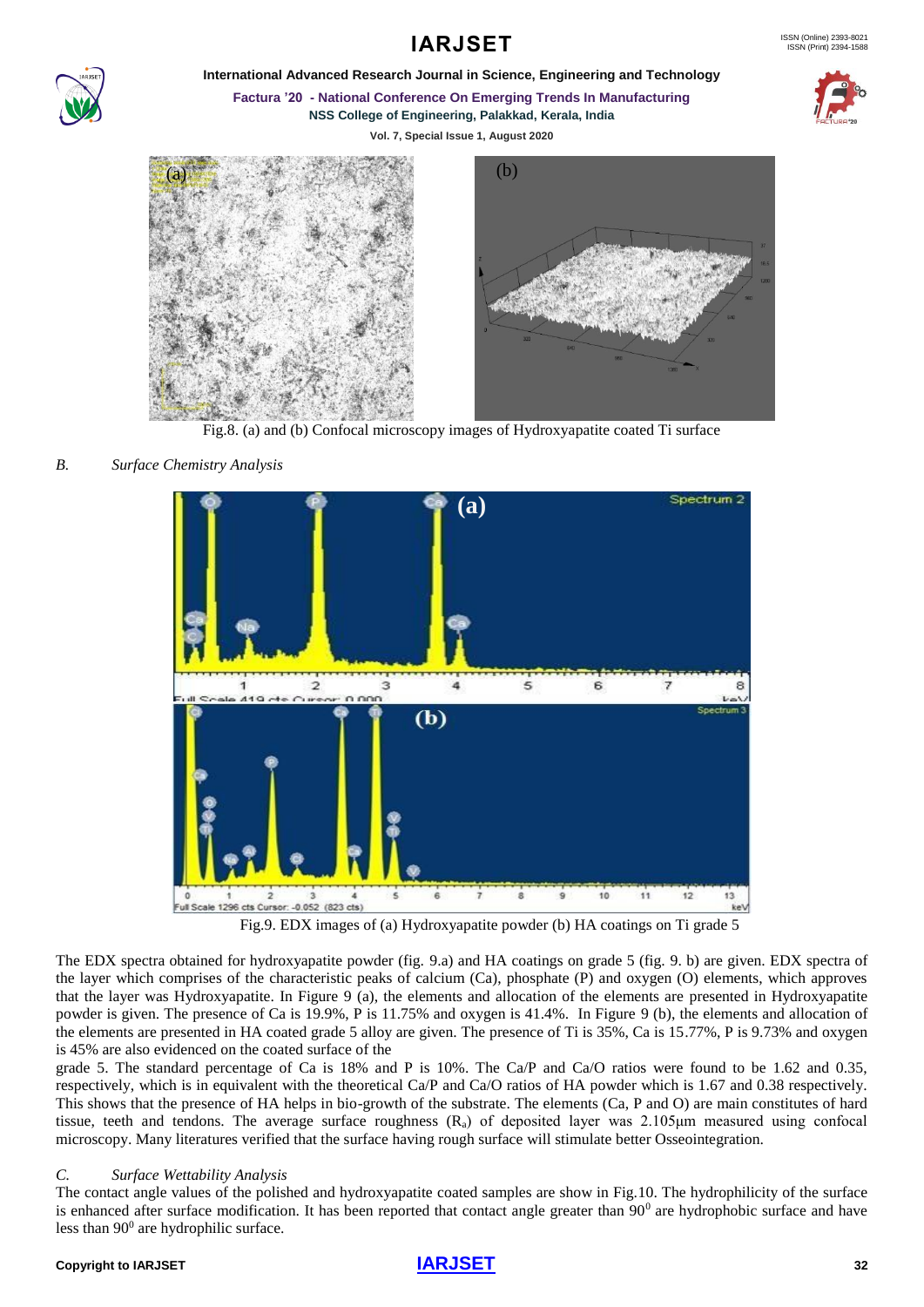Fig.8. (a) and (b) Confocal microscopy images of Hydroxyapatite coated Ti surface

### *B. Surface Chemistry Analysis*

Fig.9. EDX images of (a) Hydroxyapatite powder (b) HA coatings on Ti grade 5

The EDX spectra obtained for hydroxyapatite powder (fig. 9.a) and HA coatings on grade 5 (fig. 9. b) are given. EDX spectra of the layer which comprises of the characteristic peaks of calcium (Ca), phosphate (P) and oxygen (O) elements, which approves that the layer was Hydroxyapatite. In Figure 9 (a), the elements and allocation of the elements are presented in Hydroxyapatite powder is given. The presence of Ca is 19.9%, P is 11.75% and oxygen is 41.4%. In Figure 9 (b), the elements and allocation of the elements are presented in HA coated grade 5 alloy are given. The presence of Ti is 35%, Ca is 15.77%, P is 9.73% and oxygen is 45% are also evidenced on the coated surface of the grade 5. The standard percentage of Ca is 18% and P is 10%. The Ca/P and Ca/O ratios were found to be 1.62 and 0.35, respectively, which is in equivalent with the theoretical Ca/P and Ca/O ratios of HA powder which is 1.67 and 0.38 respectively. This shows that the presence of HA helps in bio-growth of the substrate. The elements (Ca, P and O) are main constitutes of hard tissue, teeth and tendons. The average surface roughness ($R_a$) of deposited layer was 2.105μm measured using confocal microscopy. Many literatures verified that the surface having rough surface will stimulate better Osseointegration.

### *C. Surface Wettability Analysis*

The contact angle values of the polished and hydroxyapatite coated samples are show in Fig.10. The hydrophilicity of the surface is enhanced after surface modification. It has been reported that contact angle greater than $90^0$ are hydrophobic surface and have less than $90^0$ are hydrophilic surface.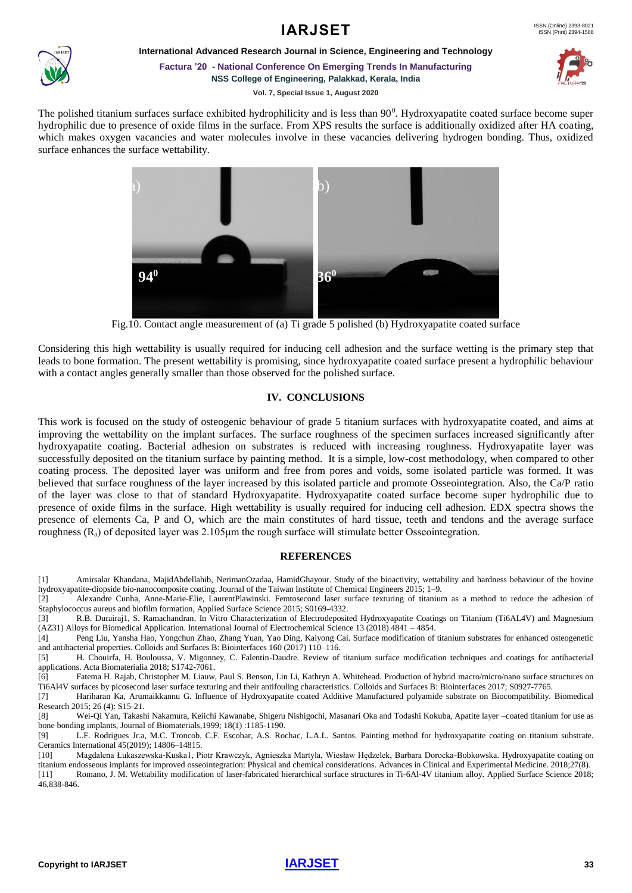The polished titanium surfaces surface exhibited hydrophilicity and is less than $90^0$. Hydroxyapatite coated surface become super hydrophilic due to presence of oxide films in the surface. From XPS results the surface is additionally oxidized after HA coating, which makes oxygen vacancies and water molecules involve in these vacancies delivering hydrogen bonding. Thus, oxidized surface enhances the surface wettability.

a)

b)

$94^0$

$36^0$

Fig.10. Contact angle measurement of (a) Ti grade 5 polished (b) Hydroxyapatite coated surface

Considering this high wettability is usually required for inducing cell adhesion and the surface wetting is the primary step that leads to bone formation. The present wettability is promising, since hydroxyapatite coated surface present a hydrophilic behaviour with a contact angles generally smaller than those observed for the polished surface.

## IV. CONCLUSIONS

This work is focused on the study of osteogenic behaviour of grade 5 titanium surfaces with hydroxyapatite coated, and aims at improving the wettability on the implant surfaces. The surface roughness of the specimen surfaces increased significantly after hydroxyapatite coating. Bacterial adhesion on substrates is reduced with increasing roughness. Hydroxyapatite layer was successfully deposited on the titanium surface by painting method. It is a simple, low-cost methodology, when compared to other coating process. The deposited layer was uniform and free from pores and voids, some isolated particle was formed. It was believed that surface roughness of the layer increased by this isolated particle and promote Osseointegration. Also, the Ca/P ratio of the layer was close to that of standard Hydroxyapatite. Hydroxyapatite coated surface become super hydrophilic due to presence of oxide films in the surface. High wettability is usually required for inducing cell adhesion. EDX spectra shows the presence of elements Ca, P and O, which are the main constitutes of hard tissue, teeth and tendons and the average surface roughness ($R_a$) of deposited layer was 2.105μm the rough surface will stimulate better Osseointegration.

## REFERENCES

[1] Amirsalar Khandana, MajidAbdellahib, NerimanOzadaa, HamidGhayour. Study of the bioactivity, wettability and hardness behaviour of the bovine hydroxyapatite-diopside bio-nanocomposite coating. Journal of the Taiwan Institute of Chemical Engineers 2015; 1–9.

[2] Alexandre Cunha, Anne-Marie-Elie, LaurentPlawinski. Femtosecond laser surface texturing of titanium as a method to reduce the adhesion of Staphylococcus aureus and biofilm formation, Applied Surface Science 2015; S0169-4332.

[3] R.B. Durairaj1, S. Ramachandran. In Vitro Characterization of Electrodeposited Hydroxyapatite Coatings on Titanium (Ti6AL4V) and Magnesium (AZ31) Alloys for Biomedical Application. International Journal of Electrochemical Science 13 (2018) 4841 – 4854.

[4] Peng Liu, Yansha Hao, Yongchun Zhao, Zhang Yuan, Yao Ding, Kaiyong Cai. Surface modification of titanium substrates for enhanced osteogenetic and antibacterial properties. Colloids and Surfaces B: Biointerfaces 160 (2017) 110–116.

[5] H. Chouirfa, H. Bouloussa, V. Migonney, C. Falentin-Daudre. Review of titanium surface modification techniques and coatings for antibacterial applications. Acta Biomaterialia 2018; S1742-7061.

[6] Fatema H. Rajab, Christopher M. Liauw, Paul S. Benson, Lin Li, Kathryn A. Whitehead. Production of hybrid macro/micro/nano surface structures on Ti6Al4V surfaces by picosecond laser surface texturing and their antifouling characteristics. Colloids and Surfaces B: Biointerfaces 2017; S0927-7765.

[7] Hariharan Ka, Arumaikkannu G. Influence of Hydroxyapatite coated Additive Manufactured polyamide substrate on Biocompatibility. Biomedical Research 2015; 26 (4): S15-21.

[8] Wei-Qi Yan, Takashi Nakamura, Keiichi Kawanabe, Shigeru Nishigochi, Masanari Oka and Todashi Kokuba, Apatite layer –coated titanium for use as bone bonding implants, Journal of Biomaterials,1999; 18(1) :1185-1190.

[9] L.F. Rodrigues Jr.a, M.C. Troncob, C.F. Escobar, A.S. Rochac, L.A.L. Santos. Painting method for hydroxyapatite coating on titanium substrate. Ceramics International 45(2019); 14806–14815.

[10] Magdalena Łukaszewska-Kuska1, Piotr Krawczyk, Agnieszka Martyla, Wiesław Hędzelek, Barbara Dorocka-Bobkowska. Hydroxyapatite coating on titanium endosseous implants for improved osseointegration: Physical and chemical considerations. Advances in Clinical and Experimental Medicine. 2018;27(8).

[11] Romano, J. M. Wettability modification of laser-fabricated hierarchical surface structures in Ti-6Al-4V titanium alloy. Applied Surface Science 2018; 46,838-846.